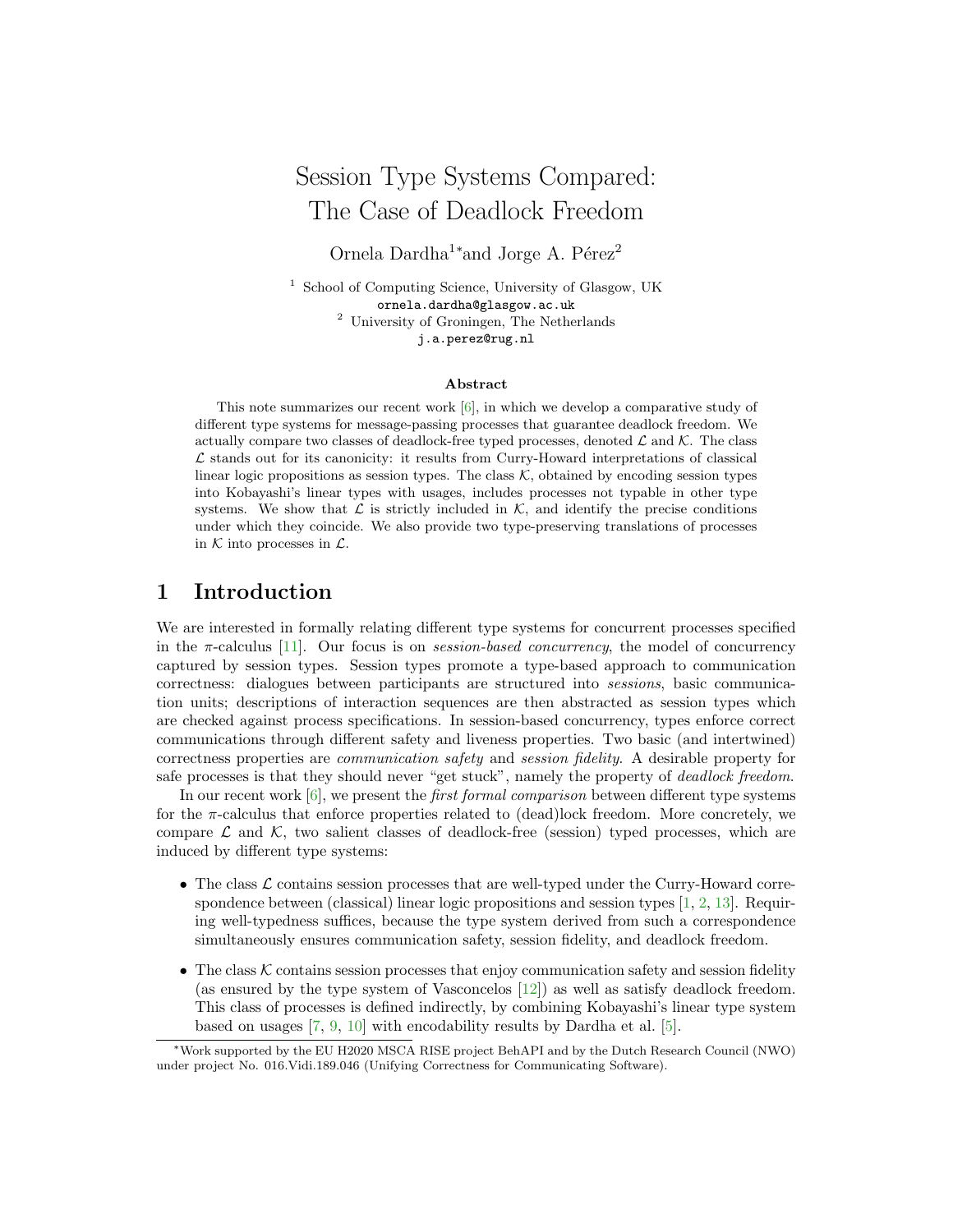# Session Type Systems Compared: The Case of Deadlock Freedom

Ornela Dardha[1*] and Jorge A. Pérez[2]

[1] School of Computing Science, University of Glasgow, UK
ornela.dardha@glasgow.ac.uk
[2] University of Groningen, The Netherlands
j.a.perez@rug.nl

### Abstract

This note summarizes our recent work [6], in which we develop a comparative study of different type systems for message-passing processes that guarantee deadlock freedom. We actually compare two classes of deadlock-free typed processes, denoted $\mathcal{L}$ and $\mathcal{K}$. The class $\mathcal{L}$ stands out for its canonicity: it results from Curry-Howard interpretations of classical linear logic propositions as session types. The class $\mathcal{K}$, obtained by encoding session types into Kobayashi's linear types with usages, includes processes not typable in other type systems. We show that $\mathcal{L}$ is strictly included in $\mathcal{K}$, and identify the precise conditions under which they coincide. We also provide two type-preserving translations of processes in $\mathcal{K}$ into processes in $\mathcal{L}$.

## 1 Introduction

We are interested in formally relating different type systems for concurrent processes specified in the $\pi$-calculus [11]. Our focus is on *session-based concurrency*, the model of concurrency captured by session types. Session types promote a type-based approach to communication correctness: dialogues between participants are structured into *sessions*, basic communication units; descriptions of interaction sequences are then abstracted as session types which are checked against process specifications. In session-based concurrency, types enforce correct communications through different safety and liveness properties. Two basic (and intertwined) correctness properties are *communication safety* and *session fidelity*. A desirable property for safe processes is that they should never "get stuck", namely the property of *deadlock freedom*.

In our recent work [6], we present the *first formal comparison* between different type systems for the $\pi$-calculus that enforce properties related to (dead)lock freedom. More concretely, we compare $\mathcal{L}$ and $\mathcal{K}$, two salient classes of deadlock-free (session) typed processes, which are induced by different type systems:

- The class $\mathcal{L}$ contains session processes that are well-typed under the Curry-Howard correspondence between (classical) linear logic propositions and session types [1, 2, 13]. Requiring well-typedness suffices, because the type system derived from such a correspondence simultaneously ensures communication safety, session fidelity, and deadlock freedom.
- The class $\mathcal{K}$ contains session processes that enjoy communication safety and session fidelity (as ensured by the type system of Vasconcelos [12]) as well as satisfy deadlock freedom. This class of processes is defined indirectly, by combining Kobayashi's linear type system based on usages [7, 9, 10] with encodability results by Dardha et al. [5].

*Work supported by the EU H2020 MSCA RISE project BehAPI and by the Dutch Research Council (NWO) under project No. 016.Vidi.189.046 (Unifying Correctness for Communicating Software).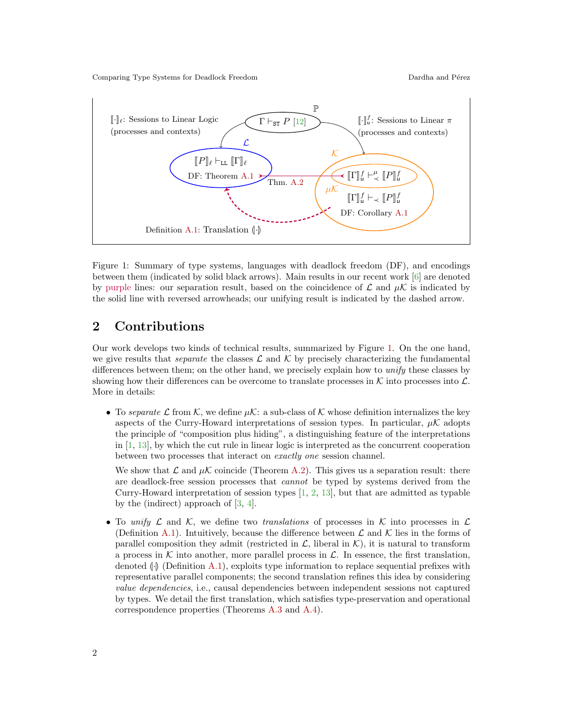$[\![\cdot]\!]_\ell$: Sessions to Linear Logic (processes and contexts)

$\Gamma \vdash_{\texttt{ST}} P$ [12]

$\mathbb{P}$

$[\![\cdot]\!]^f_{\texttt{u}}$: Sessions to Linear $\pi$ (processes and contexts)

$\mathcal{L}$

$[\![P]\!]_\ell \vdash_{\texttt{LL}} [\![\Gamma]\!]_\ell$

DF: Theorem A.1

Thm. A.2

$\mathcal{K}$

$[\![\Gamma]\!]^f_{\texttt{u}} \vdash^{\mu}_{\prec} [\![P]\!]^f_{\texttt{u}}$

$\mu\mathcal{K}$

$[\![\Gamma]\!]^f_{\texttt{u}} \vdash_{\prec} [\![P]\!]^f_{\texttt{u}}$

DF: Corollary A.1

Definition A.1: Translation $(\!|\cdot|\!)$

Figure 1: Summary of type systems, languages with deadlock freedom (DF), and encodings between them (indicated by solid black arrows). Main results in our recent work [6] are denoted by purple lines: our separation result, based on the coincidence of $\mathcal{L}$ and $\mu\mathcal{K}$ is indicated by the solid line with reversed arrowheads; our unifying result is indicated by the dashed arrow.

## 2 Contributions

Our work develops two kinds of technical results, summarized by Figure 1. On the one hand, we give results that *separate* the classes $\mathcal{L}$ and $\mathcal{K}$ by precisely characterizing the fundamental differences between them; on the other hand, we precisely explain how to *unify* these classes by showing how their differences can be overcome to translate processes in $\mathcal{K}$ into processes into $\mathcal{L}$. More in details:

- To *separate* $\mathcal{L}$ from $\mathcal{K}$, we define $\mu\mathcal{K}$: a sub-class of $\mathcal{K}$ whose definition internalizes the key aspects of the Curry-Howard interpretations of session types. In particular, $\mu\mathcal{K}$ adopts the principle of "composition plus hiding", a distinguishing feature of the interpretations in [1, 13], by which the cut rule in linear logic is interpreted as the concurrent cooperation between two processes that interact on *exactly one* session channel.

  We show that $\mathcal{L}$ and $\mu\mathcal{K}$ coincide (Theorem A.2). This gives us a separation result: there are deadlock-free session processes that *cannot* be typed by systems derived from the Curry-Howard interpretation of session types [1, 2, 13], but that are admitted as typable by the (indirect) approach of [3, 4].

- To *unify* $\mathcal{L}$ and $\mathcal{K}$, we define two *translations* of processes in $\mathcal{K}$ into processes in $\mathcal{L}$ (Definition A.1). Intuitively, because the difference between $\mathcal{L}$ and $\mathcal{K}$ lies in the forms of parallel composition they admit (restricted in $\mathcal{L}$, liberal in $\mathcal{K}$), it is natural to transform a process in $\mathcal{K}$ into another, more parallel process in $\mathcal{L}$. In essence, the first translation, denoted $(\!|\cdot|\!)$ (Definition A.1), exploits type information to replace sequential prefixes with representative parallel components; the second translation refines this idea by considering *value dependencies*, i.e., causal dependencies between independent sessions not captured by types. We detail the first translation, which satisfies type-preservation and operational correspondence properties (Theorems A.3 and A.4).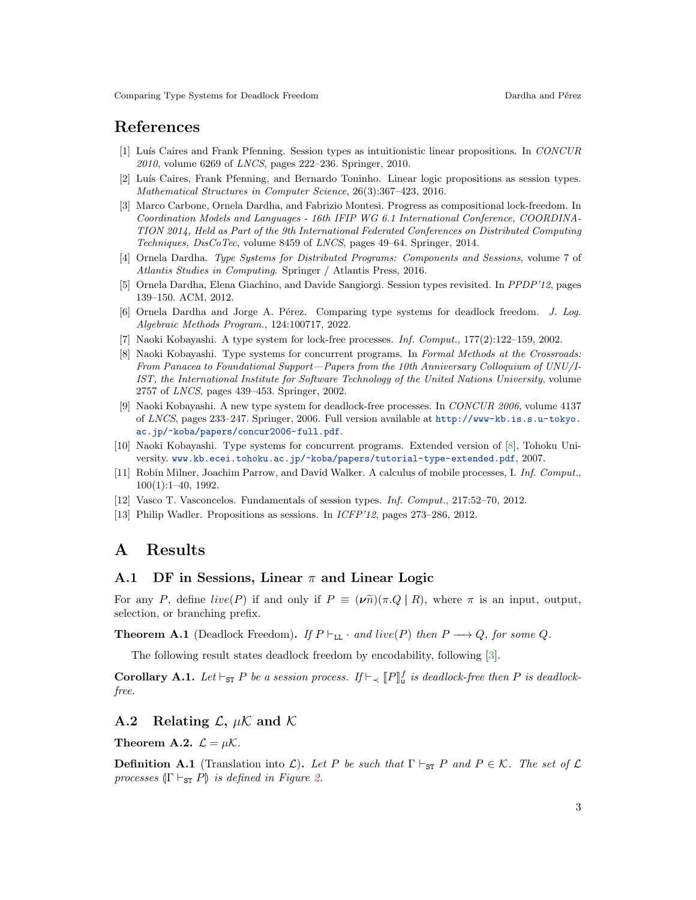## References

[1] Luís Caires and Frank Pfenning. Session types as intuitionistic linear propositions. In *CONCUR 2010*, volume 6269 of *LNCS*, pages 222–236. Springer, 2010.

[2] Luís Caires, Frank Pfenning, and Bernardo Toninho. Linear logic propositions as session types. *Mathematical Structures in Computer Science*, 26(3):367–423, 2016.

[3] Marco Carbone, Ornela Dardha, and Fabrizio Montesi. Progress as compositional lock-freedom. In *Coordination Models and Languages - 16th IFIP WG 6.1 International Conference, COORDINATION 2014, Held as Part of the 9th International Federated Conferences on Distributed Computing Techniques, DisCoTec*, volume 8459 of *LNCS*, pages 49–64. Springer, 2014.

[4] Ornela Dardha. *Type Systems for Distributed Programs: Components and Sessions*, volume 7 of *Atlantis Studies in Computing*. Springer / Atlantis Press, 2016.

[5] Ornela Dardha, Elena Giachino, and Davide Sangiorgi. Session types revisited. In *PPDP'12*, pages 139–150. ACM, 2012.

[6] Ornela Dardha and Jorge A. Pérez. Comparing type systems for deadlock freedom. *J. Log. Algebraic Methods Program.*, 124:100717, 2022.

[7] Naoki Kobayashi. A type system for lock-free processes. *Inf. Comput.*, 177(2):122–159, 2002.

[8] Naoki Kobayashi. Type systems for concurrent programs. In *Formal Methods at the Crossroads: From Panacea to Foundational Support—Papers from the 10th Anniversary Colloquium of UNU/IIST, the International Institute for Software Technology of the United Nations University*, volume 2757 of *LNCS*, pages 439–453. Springer, 2002.

[9] Naoki Kobayashi. A new type system for deadlock-free processes. In *CONCUR 2006*, volume 4137 of *LNCS*, pages 233–247. Springer, 2006. Full version available at http://www-kb.is.s.u-tokyo.ac.jp/~koba/papers/concur2006-full.pdf.

[10] Naoki Kobayashi. Type systems for concurrent programs. Extended version of [8], Tohoku University. www.kb.ecei.tohoku.ac.jp/~koba/papers/tutorial-type-extended.pdf, 2007.

[11] Robin Milner, Joachim Parrow, and David Walker. A calculus of mobile processes, I. *Inf. Comput.*, 100(1):1–40, 1992.

[12] Vasco T. Vasconcelos. Fundamentals of session types. *Inf. Comput.*, 217:52–70, 2012.

[13] Philip Wadler. Propositions as sessions. In *ICFP'12*, pages 273–286, 2012.

# A Results

## A.1 DF in Sessions, Linear $\pi$ and Linear Logic

For any $P$, define $live(P)$ if and only if $P \equiv (\boldsymbol{\nu}\widetilde{n})(\pi.Q \mid R)$, where $\pi$ is an input, output, selection, or branching prefix.

**Theorem A.1** (Deadlock Freedom)**.** *If $P \vdash_{\mathtt{LL}} \cdot$ and $live(P)$ then $P \longrightarrow Q$, for some $Q$.*

The following result states deadlock freedom by encodability, following [3].

**Corollary A.1.** *Let $\vdash_{\mathtt{ST}} P$ be a session process. If $\vdash_{\prec} [\![P]\!]^f_{\mathtt{u}}$ is deadlock-free then $P$ is deadlock-free.*

## A.2 Relating $\mathcal{L}$, $\mu\mathcal{K}$ and $\mathcal{K}$

**Theorem A.2.** $\mathcal{L} = \mu\mathcal{K}$.

**Definition A.1** (Translation into $\mathcal{L}$)**.** *Let $P$ be such that $\Gamma \vdash_{\mathtt{ST}} P$ and $P \in \mathcal{K}$. The set of $\mathcal{L}$ processes $(\!|\Gamma \vdash_{\mathtt{ST}} P|\!)$ is defined in Figure 2.*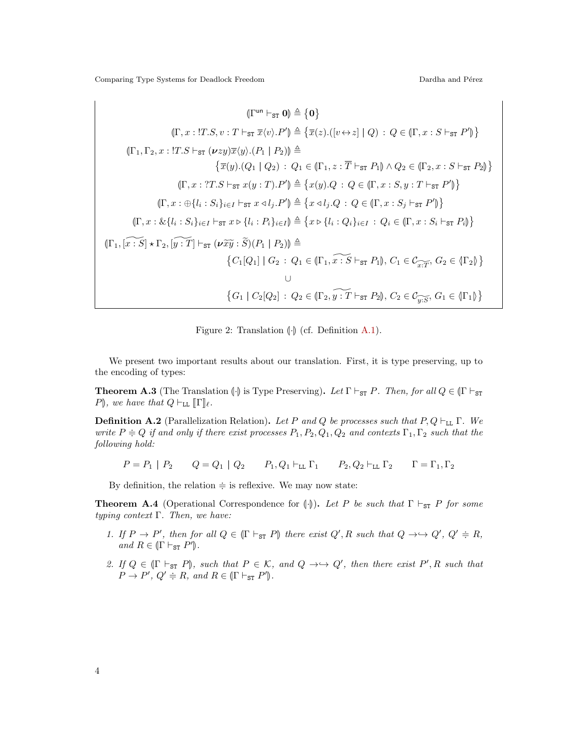$$
\begin{aligned}
(\!|\Gamma^{\mathsf{un}} \vdash_{\mathtt{ST}} \mathbf{0}|\!) &\triangleq \{\mathbf{0}\} \\
(\!|\Gamma, x : !T.S, v : T \vdash_{\mathtt{ST}} \overline{x}\langle v\rangle.P'|\!) &\triangleq \{\overline{x}(z).([v \leftrightarrow z] \mid Q) \;:\; Q \in (\!|\Gamma, x : S \vdash_{\mathtt{ST}} P'|\!)\} \\
(\!|\Gamma_1, \Gamma_2, x : !T.S \vdash_{\mathtt{ST}} (\boldsymbol{\nu} zy)\overline{x}\langle y\rangle.(P_1 \mid P_2)|\!) &\triangleq \\
&\quad \{\overline{x}(y).(Q_1 \mid Q_2) \;:\; Q_1 \in (\!|\Gamma_1, z : \overline{T} \vdash_{\mathtt{ST}} P_1|\!) \wedge Q_2 \in (\!|\Gamma_2, x : S \vdash_{\mathtt{ST}} P_2|\!)\} \\
(\!|\Gamma, x : ?T.S \vdash_{\mathtt{ST}} x(y : T).P'|\!) &\triangleq \{x(y).Q \;:\; Q \in (\!|\Gamma, x : S, y : T \vdash_{\mathtt{ST}} P'|\!)\} \\
(\!|\Gamma, x : \oplus\{l_i : S_i\}_{i \in I} \vdash_{\mathtt{ST}} x \triangleleft l_j.P'|\!) &\triangleq \{x \triangleleft l_j.Q \;:\; Q \in (\!|\Gamma, x : S_j \vdash_{\mathtt{ST}} P'|\!)\} \\
(\!|\Gamma, x : \&\{l_i : S_i\}_{i \in I} \vdash_{\mathtt{ST}} x \triangleright \{l_i : P_i\}_{i \in I}|\!) &\triangleq \{x \triangleright \{l_i : Q_i\}_{i \in I} \;:\; Q_i \in (\!|\Gamma, x : S_i \vdash_{\mathtt{ST}} P_i|\!)\} \\
(\!|\Gamma_1, [\widetilde{x : S}] \star \Gamma_2, [\widetilde{y : T}] \vdash_{\mathtt{ST}} (\boldsymbol{\nu} \widetilde{x}\widetilde{y} : \widetilde{S})(P_1 \mid P_2)|\!) &\triangleq \\
&\quad \{C_1[Q_1] \mid G_2 \;:\; Q_1 \in (\!|\Gamma_1, \widetilde{x : S} \vdash_{\mathtt{ST}} P_1|\!),\, C_1 \in \mathcal{C}_{\widetilde{x : T}},\, G_2 \in \langle\!|\Gamma_2|\!\rangle\} \\
&\quad \cup \\
&\quad \{G_1 \mid C_2[Q_2] \;:\; Q_2 \in (\!|\Gamma_2, \widetilde{y : T} \vdash_{\mathtt{ST}} P_2|\!),\, C_2 \in \mathcal{C}_{\widetilde{y : S}},\, G_1 \in \langle\!|\Gamma_1|\!\rangle\}
\end{aligned}
$$

Figure 2: Translation $(\!|\cdot|\!)$ (cf. Definition A.1).

We present two important results about our translation. First, it is type preserving, up to the encoding of types:

**Theorem A.3** (The Translation $(\!|\cdot|\!)$ is Type Preserving)**.** *Let $\Gamma \vdash_{\mathtt{ST}} P$. Then, for all $Q \in (\!|\Gamma \vdash_{\mathtt{ST}} P|\!)$, we have that $Q \vdash_{\mathtt{LL}} [\![\Gamma]\!]_\ell$.*

**Definition A.2** (Parallelization Relation)**.** *Let $P$ and $Q$ be processes such that $P, Q \vdash_{\mathtt{LL}} \Gamma$. We write $P \doteqdot Q$ if and only if there exist processes $P_1, P_2, Q_1, Q_2$ and contexts $\Gamma_1, \Gamma_2$ such that the following hold:*

$$
P = P_1 \mid P_2 \qquad Q = Q_1 \mid Q_2 \qquad P_1, Q_1 \vdash_{\mathtt{LL}} \Gamma_1 \qquad P_2, Q_2 \vdash_{\mathtt{LL}} \Gamma_2 \qquad \Gamma = \Gamma_1, \Gamma_2
$$

By definition, the relation $\doteqdot$ is reflexive. We may now state:

**Theorem A.4** (Operational Correspondence for $(\!|\cdot|\!)$)**.** *Let $P$ be such that $\Gamma \vdash_{\mathtt{ST}} P$ for some typing context $\Gamma$. Then, we have:*

1. *If $P \to P'$, then for all $Q \in (\!|\Gamma \vdash_{\mathtt{ST}} P|\!)$ there exist $Q', R$ such that $Q \to\hookrightarrow Q'$, $Q' \doteqdot R$, and $R \in (\!|\Gamma \vdash_{\mathtt{ST}} P'|\!)$.*
2. *If $Q \in (\!|\Gamma \vdash_{\mathtt{ST}} P|\!)$, such that $P \in \mathcal{K}$, and $Q \to\hookrightarrow Q'$, then there exist $P', R$ such that $P \to P'$, $Q' \doteqdot R$, and $R \in (\!|\Gamma \vdash_{\mathtt{ST}} P'|\!)$.*